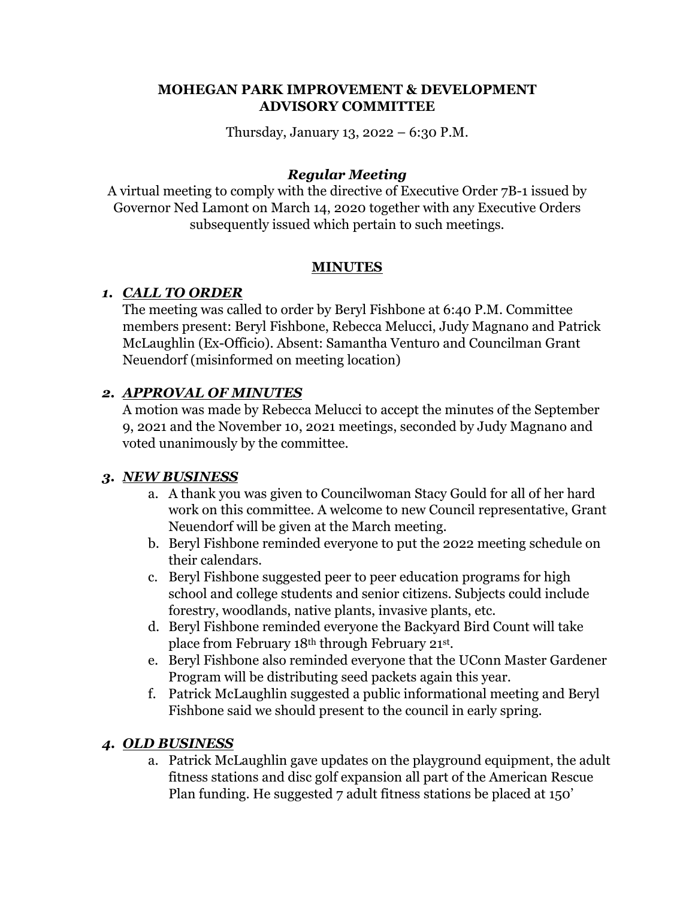**MOHEGAN PARK IMPROVEMENT & DEVELOPMENT ADVISORY COMMITTEE**

Thursday, January 13, 2022 – 6:30 P.M.

***Regular Meeting***

A virtual meeting to comply with the directive of Executive Order 7B-1 issued by Governor Ned Lamont on March 14, 2020 together with any Executive Orders subsequently issued which pertain to such meetings.

**MINUTES**

## 1. ***CALL TO ORDER***

The meeting was called to order by Beryl Fishbone at 6:40 P.M. Committee members present: Beryl Fishbone, Rebecca Melucci, Judy Magnano and Patrick McLaughlin (Ex-Officio). Absent: Samantha Venturo and Councilman Grant Neuendorf (misinformed on meeting location)

## 2. ***APPROVAL OF MINUTES***

A motion was made by Rebecca Melucci to accept the minutes of the September 9, 2021 and the November 10, 2021 meetings, seconded by Judy Magnano and voted unanimously by the committee.

## 3. ***NEW BUSINESS***

a. A thank you was given to Councilwoman Stacy Gould for all of her hard work on this committee. A welcome to new Council representative, Grant Neuendorf will be given at the March meeting.

b. Beryl Fishbone reminded everyone to put the 2022 meeting schedule on their calendars.

c. Beryl Fishbone suggested peer to peer education programs for high school and college students and senior citizens. Subjects could include forestry, woodlands, native plants, invasive plants, etc.

d. Beryl Fishbone reminded everyone the Backyard Bird Count will take place from February 18th through February 21st.

e. Beryl Fishbone also reminded everyone that the UConn Master Gardener Program will be distributing seed packets again this year.

f. Patrick McLaughlin suggested a public informational meeting and Beryl Fishbone said we should present to the council in early spring.

## 4. ***OLD BUSINESS***

a. Patrick McLaughlin gave updates on the playground equipment, the adult fitness stations and disc golf expansion all part of the American Rescue Plan funding. He suggested 7 adult fitness stations be placed at 150'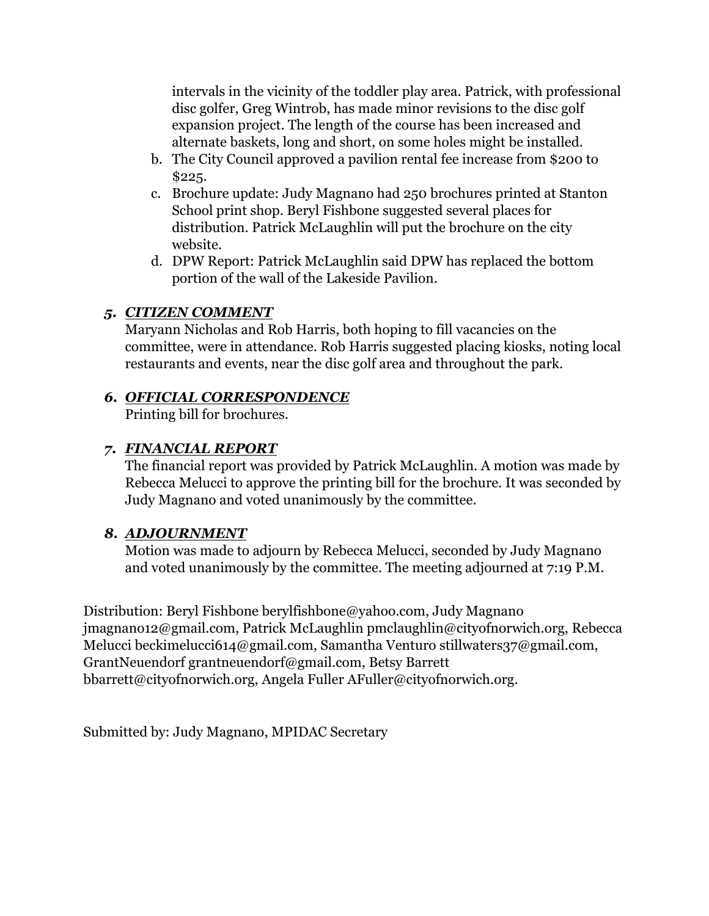intervals in the vicinity of the toddler play area. Patrick, with professional disc golfer, Greg Wintrob, has made minor revisions to the disc golf expansion project. The length of the course has been increased and alternate baskets, long and short, on some holes might be installed.

b. The City Council approved a pavilion rental fee increase from $200 to $225.
c. Brochure update: Judy Magnano had 250 brochures printed at Stanton School print shop. Beryl Fishbone suggested several places for distribution. Patrick McLaughlin will put the brochure on the city website.
d. DPW Report: Patrick McLaughlin said DPW has replaced the bottom portion of the wall of the Lakeside Pavilion.

5. ***CITIZEN COMMENT***
Maryann Nicholas and Rob Harris, both hoping to fill vacancies on the committee, were in attendance. Rob Harris suggested placing kiosks, noting local restaurants and events, near the disc golf area and throughout the park.

6. ***OFFICIAL CORRESPONDENCE***
Printing bill for brochures.

7. ***FINANCIAL REPORT***
The financial report was provided by Patrick McLaughlin. A motion was made by Rebecca Melucci to approve the printing bill for the brochure. It was seconded by Judy Magnano and voted unanimously by the committee.

8. ***ADJOURNMENT***
Motion was made to adjourn by Rebecca Melucci, seconded by Judy Magnano and voted unanimously by the committee. The meeting adjourned at 7:19 P.M.

Distribution: Beryl Fishbone berylfishbone@yahoo.com, Judy Magnano jmagnano12@gmail.com, Patrick McLaughlin pmclaughlin@cityofnorwich.org, Rebecca Melucci beckimelucci614@gmail.com, Samantha Venturo stillwaters37@gmail.com, GrantNeuendorf grantneuendorf@gmail.com, Betsy Barrett bbarrett@cityofnorwich.org, Angela Fuller AFuller@cityofnorwich.org.

Submitted by: Judy Magnano, MPIDAC Secretary